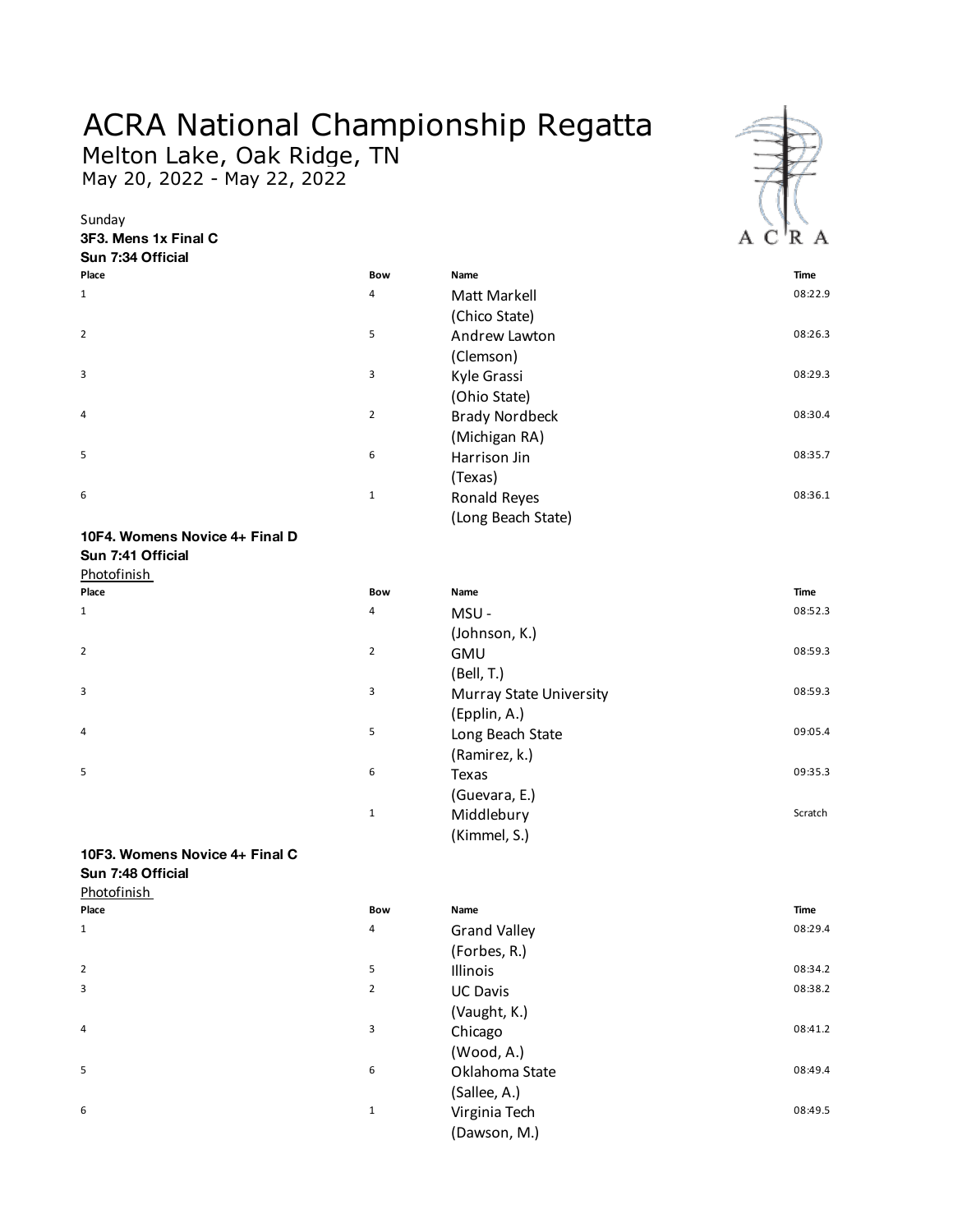# ACRA National Championship Regatta

Melton Lake, Oak Ridge, TN

May 20, 2022 - May 22, 2022

Sunday

**3F3. Mens 1x Final C**

**Sun 7:34 Official**

| Place | Bow | Name | Time |
|---|---|---|---|
| 1 | 4 | Matt Markell (Chico State) | 08:22.9 |
| 2 | 5 | Andrew Lawton (Clemson) | 08:26.3 |
| 3 | 3 | Kyle Grassi (Ohio State) | 08:29.3 |
| 4 | 2 | Brady Nordbeck (Michigan RA) | 08:30.4 |
| 5 | 6 | Harrison Jin (Texas) | 08:35.7 |
| 6 | 1 | Ronald Reyes (Long Beach State) | 08:36.1 |

**10F4. Womens Novice 4+ Final D**

**Sun 7:41 Official**

Photofinish

| Place | Bow | Name | Time |
|---|---|---|---|
| 1 | 4 | MSU - (Johnson, K.) | 08:52.3 |
| 2 | 2 | GMU (Bell, T.) | 08:59.3 |
| 3 | 3 | Murray State University (Epplin, A.) | 08:59.3 |
| 4 | 5 | Long Beach State (Ramirez, k.) | 09:05.4 |
| 5 | 6 | Texas (Guevara, E.) | 09:35.3 |
| | 1 | Middlebury (Kimmel, S.) | Scratch |

**10F3. Womens Novice 4+ Final C**

**Sun 7:48 Official**

Photofinish

| Place | Bow | Name | Time |
|---|---|---|---|
| 1 | 4 | Grand Valley (Forbes, R.) | 08:29.4 |
| 2 | 5 | Illinois | 08:34.2 |
| 3 | 2 | UC Davis (Vaught, K.) | 08:38.2 |
| 4 | 3 | Chicago (Wood, A.) | 08:41.2 |
| 5 | 6 | Oklahoma State (Sallee, A.) | 08:49.4 |
| 6 | 1 | Virginia Tech (Dawson, M.) | 08:49.5 |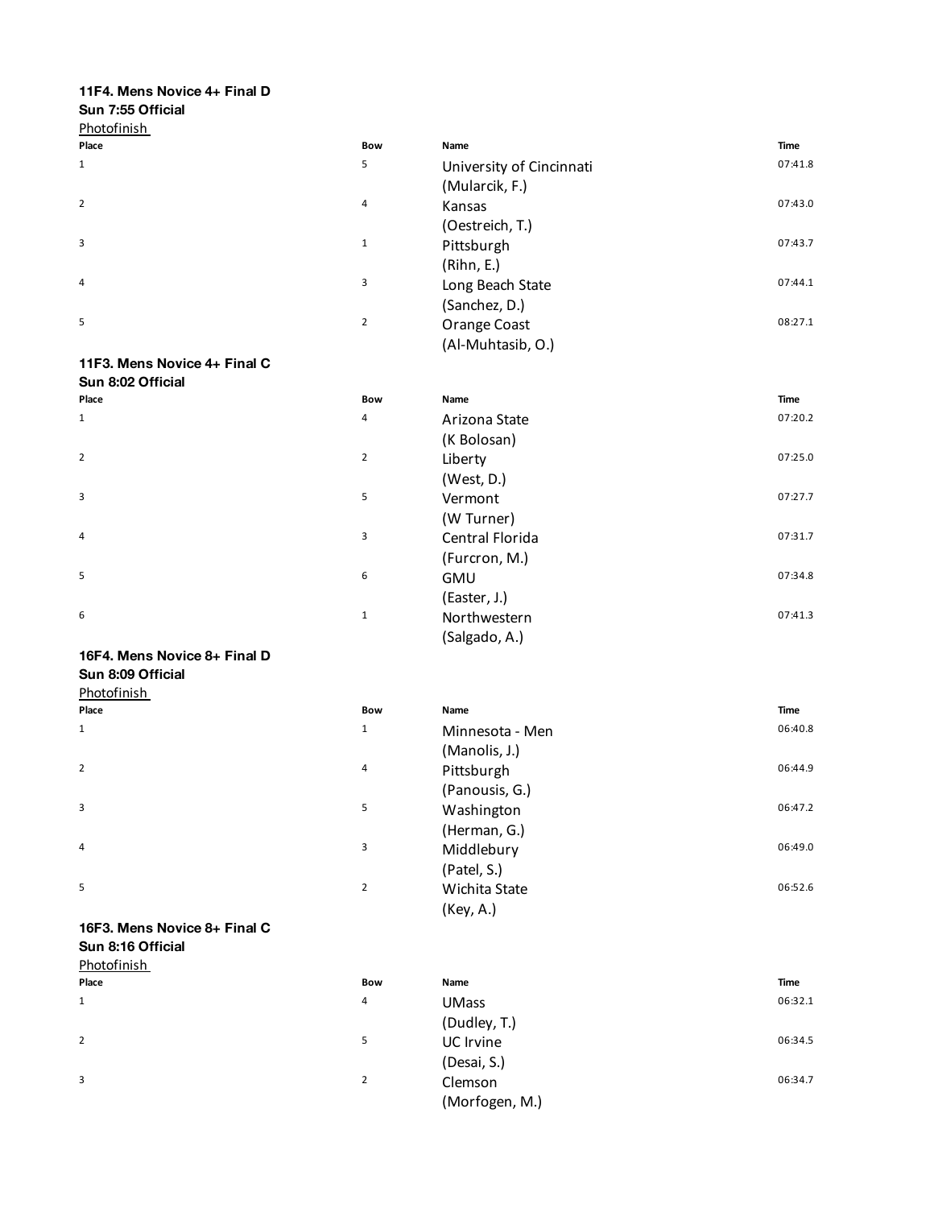**11F4. Mens Novice 4+ Final D**
**Sun 7:55 Official**
Photofinish

| Place | Bow | Name | Time |
|---|---|---|---|
| 1 | 5 | University of Cincinnati (Mularcik, F.) | 07:41.8 |
| 2 | 4 | Kansas (Oestreich, T.) | 07:43.0 |
| 3 | 1 | Pittsburgh (Rihn, E.) | 07:43.7 |
| 4 | 3 | Long Beach State (Sanchez, D.) | 07:44.1 |
| 5 | 2 | Orange Coast (Al-Muhtasib, O.) | 08:27.1 |

**11F3. Mens Novice 4+ Final C**
**Sun 8:02 Official**

| Place | Bow | Name | Time |
|---|---|---|---|
| 1 | 4 | Arizona State (K Bolosan) | 07:20.2 |
| 2 | 2 | Liberty (West, D.) | 07:25.0 |
| 3 | 5 | Vermont (W Turner) | 07:27.7 |
| 4 | 3 | Central Florida (Furcron, M.) | 07:31.7 |
| 5 | 6 | GMU (Easter, J.) | 07:34.8 |
| 6 | 1 | Northwestern (Salgado, A.) | 07:41.3 |

**16F4. Mens Novice 8+ Final D**
**Sun 8:09 Official**
Photofinish

| Place | Bow | Name | Time |
|---|---|---|---|
| 1 | 1 | Minnesota - Men (Manolis, J.) | 06:40.8 |
| 2 | 4 | Pittsburgh (Panousis, G.) | 06:44.9 |
| 3 | 5 | Washington (Herman, G.) | 06:47.2 |
| 4 | 3 | Middlebury (Patel, S.) | 06:49.0 |
| 5 | 2 | Wichita State (Key, A.) | 06:52.6 |

**16F3. Mens Novice 8+ Final C**
**Sun 8:16 Official**
Photofinish

| Place | Bow | Name | Time |
|---|---|---|---|
| 1 | 4 | UMass (Dudley, T.) | 06:32.1 |
| 2 | 5 | UC Irvine (Desai, S.) | 06:34.5 |
| 3 | 2 | Clemson (Morfogen, M.) | 06:34.7 |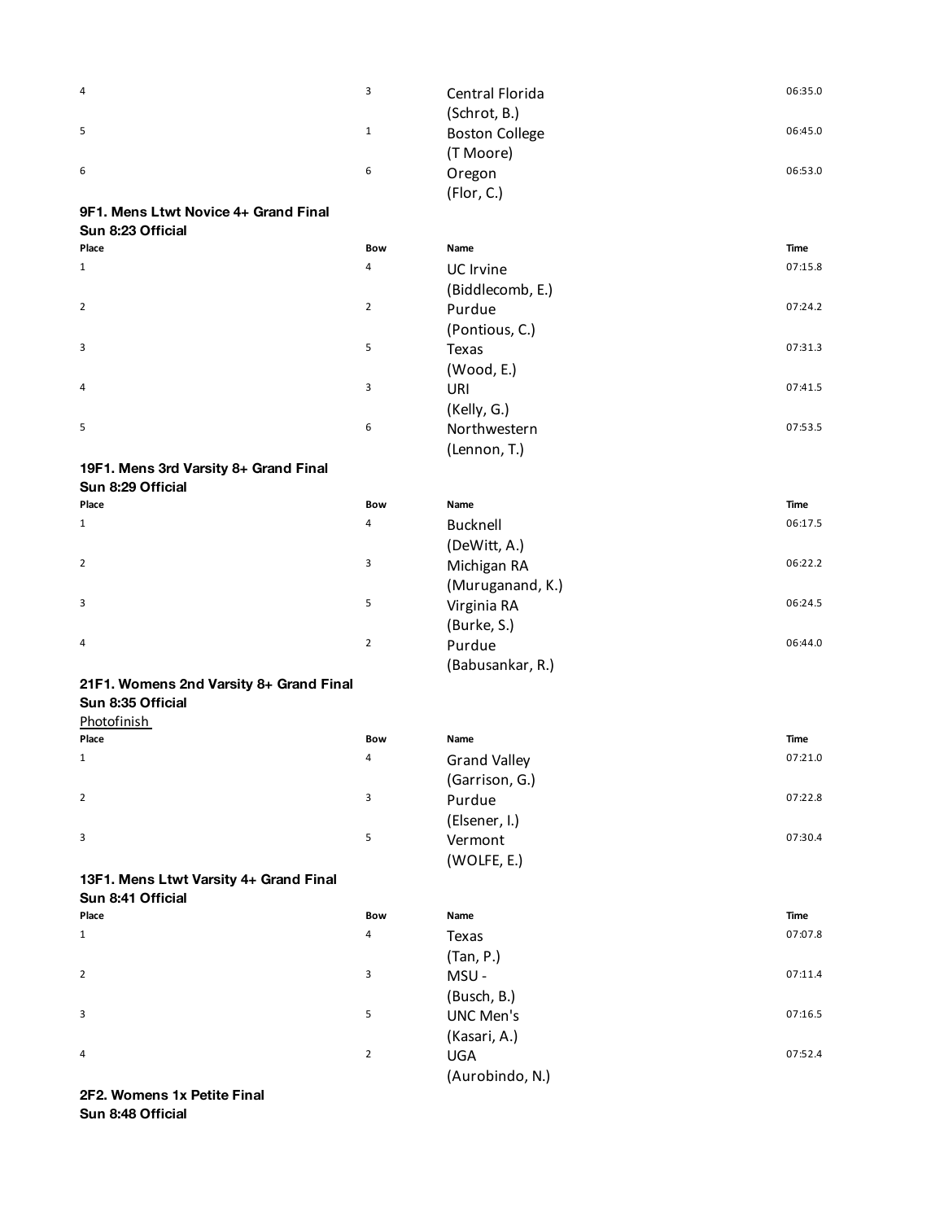| Place | Bow | Name | Time |
|---|---|---|---|
| 4 | 3 | Central Florida (Schrot, B.) | 06:35.0 |
| 5 | 1 | Boston College (T Moore) | 06:45.0 |
| 6 | 6 | Oregon (Flor, C.) | 06:53.0 |

**9F1. Mens Ltwt Novice 4+ Grand Final**
**Sun 8:23 Official**

| Place | Bow | Name | Time |
|---|---|---|---|
| 1 | 4 | UC Irvine (Biddlecomb, E.) | 07:15.8 |
| 2 | 2 | Purdue (Pontious, C.) | 07:24.2 |
| 3 | 5 | Texas (Wood, E.) | 07:31.3 |
| 4 | 3 | URI (Kelly, G.) | 07:41.5 |
| 5 | 6 | Northwestern (Lennon, T.) | 07:53.5 |

**19F1. Mens 3rd Varsity 8+ Grand Final**
**Sun 8:29 Official**

| Place | Bow | Name | Time |
|---|---|---|---|
| 1 | 4 | Bucknell (DeWitt, A.) | 06:17.5 |
| 2 | 3 | Michigan RA (Muruganand, K.) | 06:22.2 |
| 3 | 5 | Virginia RA (Burke, S.) | 06:24.5 |
| 4 | 2 | Purdue (Babusankar, R.) | 06:44.0 |

**21F1. Womens 2nd Varsity 8+ Grand Final**
**Sun 8:35 Official**
Photofinish

| Place | Bow | Name | Time |
|---|---|---|---|
| 1 | 4 | Grand Valley (Garrison, G.) | 07:21.0 |
| 2 | 3 | Purdue (Elsener, I.) | 07:22.8 |
| 3 | 5 | Vermont (WOLFE, E.) | 07:30.4 |

**13F1. Mens Ltwt Varsity 4+ Grand Final**
**Sun 8:41 Official**

| Place | Bow | Name | Time |
|---|---|---|---|
| 1 | 4 | Texas (Tan, P.) | 07:07.8 |
| 2 | 3 | MSU - (Busch, B.) | 07:11.4 |
| 3 | 5 | UNC Men's (Kasari, A.) | 07:16.5 |
| 4 | 2 | UGA (Aurobindo, N.) | 07:52.4 |

**2F2. Womens 1x Petite Final**
**Sun 8:48 Official**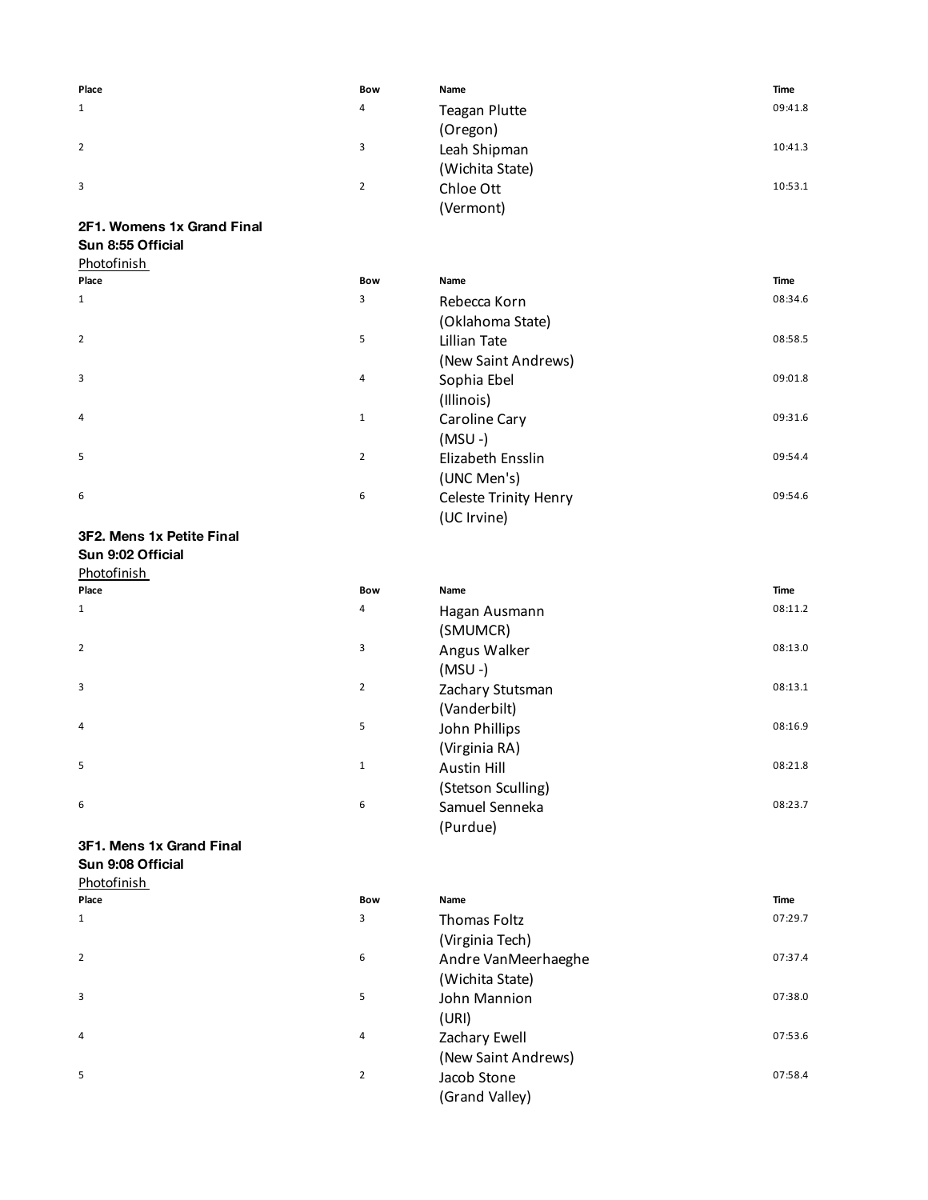| Place | Bow | Name | Time |
|---|---|---|---|
| 1 | 4 | Teagan Plutte (Oregon) | 09:41.8 |
| 2 | 3 | Leah Shipman (Wichita State) | 10:41.3 |
| 3 | 2 | Chloe Ott (Vermont) | 10:53.1 |

**2F1. Womens 1x Grand Final**
**Sun 8:55 Official**

Photofinish

| Place | Bow | Name | Time |
|---|---|---|---|
| 1 | 3 | Rebecca Korn (Oklahoma State) | 08:34.6 |
| 2 | 5 | Lillian Tate (New Saint Andrews) | 08:58.5 |
| 3 | 4 | Sophia Ebel (Illinois) | 09:01.8 |
| 4 | 1 | Caroline Cary (MSU -) | 09:31.6 |
| 5 | 2 | Elizabeth Ensslin (UNC Men's) | 09:54.4 |
| 6 | 6 | Celeste Trinity Henry (UC Irvine) | 09:54.6 |

**3F2. Mens 1x Petite Final**
**Sun 9:02 Official**

Photofinish

| Place | Bow | Name | Time |
|---|---|---|---|
| 1 | 4 | Hagan Ausmann (SMUMCR) | 08:11.2 |
| 2 | 3 | Angus Walker (MSU -) | 08:13.0 |
| 3 | 2 | Zachary Stutsman (Vanderbilt) | 08:13.1 |
| 4 | 5 | John Phillips (Virginia RA) | 08:16.9 |
| 5 | 1 | Austin Hill (Stetson Sculling) | 08:21.8 |
| 6 | 6 | Samuel Senneka (Purdue) | 08:23.7 |

**3F1. Mens 1x Grand Final**
**Sun 9:08 Official**

Photofinish

| Place | Bow | Name | Time |
|---|---|---|---|
| 1 | 3 | Thomas Foltz (Virginia Tech) | 07:29.7 |
| 2 | 6 | Andre VanMeerhaeghe (Wichita State) | 07:37.4 |
| 3 | 5 | John Mannion (URI) | 07:38.0 |
| 4 | 4 | Zachary Ewell (New Saint Andrews) | 07:53.6 |
| 5 | 2 | Jacob Stone (Grand Valley) | 07:58.4 |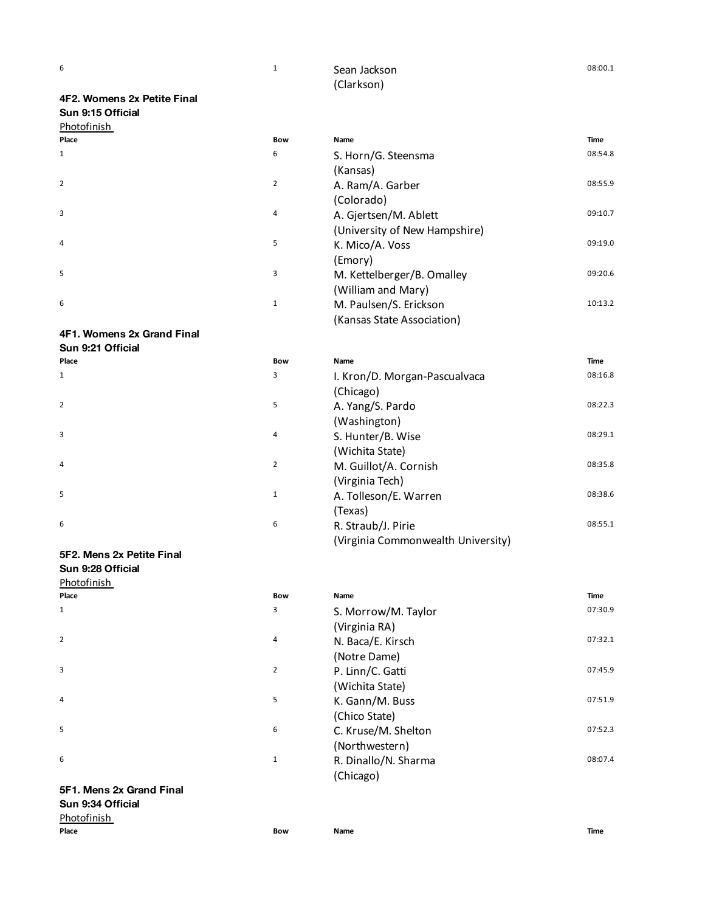| Place | Bow | Name | Time |
|---|---|---|---|
| 6 | 1 | Sean Jackson (Clarkson) | 08:00.1 |

**4F2. Womens 2x Petite Final**
**Sun 9:15 Official**
Photofinish

| Place | Bow | Name | Time |
|---|---|---|---|
| 1 | 6 | S. Horn/G. Steensma (Kansas) | 08:54.8 |
| 2 | 2 | A. Ram/A. Garber (Colorado) | 08:55.9 |
| 3 | 4 | A. Gjertsen/M. Ablett (University of New Hampshire) | 09:10.7 |
| 4 | 5 | K. Mico/A. Voss (Emory) | 09:19.0 |
| 5 | 3 | M. Kettelberger/B. Omalley (William and Mary) | 09:20.6 |
| 6 | 1 | M. Paulsen/S. Erickson (Kansas State Association) | 10:13.2 |

**4F1. Womens 2x Grand Final**
**Sun 9:21 Official**

| Place | Bow | Name | Time |
|---|---|---|---|
| 1 | 3 | I. Kron/D. Morgan-Pascualvaca (Chicago) | 08:16.8 |
| 2 | 5 | A. Yang/S. Pardo (Washington) | 08:22.3 |
| 3 | 4 | S. Hunter/B. Wise (Wichita State) | 08:29.1 |
| 4 | 2 | M. Guillot/A. Cornish (Virginia Tech) | 08:35.8 |
| 5 | 1 | A. Tolleson/E. Warren (Texas) | 08:38.6 |
| 6 | 6 | R. Straub/J. Pirie (Virginia Commonwealth University) | 08:55.1 |

**5F2. Mens 2x Petite Final**
**Sun 9:28 Official**
Photofinish

| Place | Bow | Name | Time |
|---|---|---|---|
| 1 | 3 | S. Morrow/M. Taylor (Virginia RA) | 07:30.9 |
| 2 | 4 | N. Baca/E. Kirsch (Notre Dame) | 07:32.1 |
| 3 | 2 | P. Linn/C. Gatti (Wichita State) | 07:45.9 |
| 4 | 5 | K. Gann/M. Buss (Chico State) | 07:51.9 |
| 5 | 6 | C. Kruse/M. Shelton (Northwestern) | 07:52.3 |
| 6 | 1 | R. Dinallo/N. Sharma (Chicago) | 08:07.4 |

**5F1. Mens 2x Grand Final**
**Sun 9:34 Official**
Photofinish

| Place | Bow | Name | Time |
|---|---|---|---|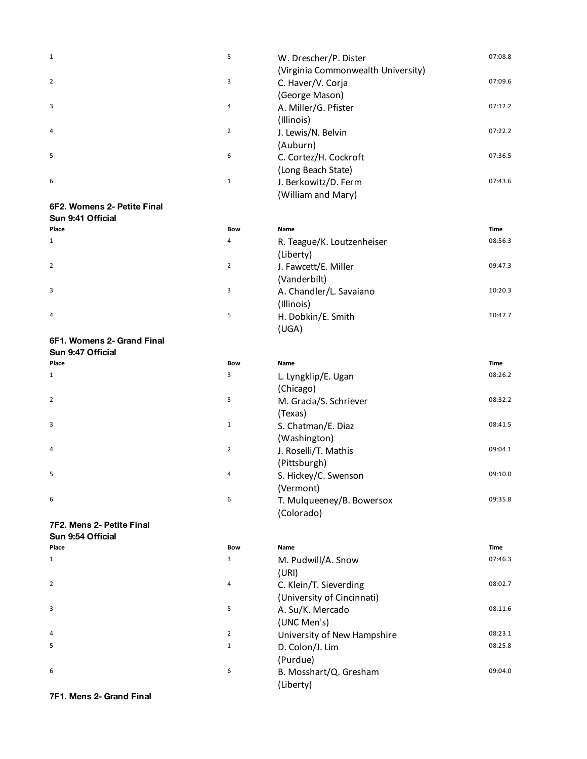| Place | Bow | Name | Time |
| --- | --- | --- | --- |
| 1 | 5 | W. Drescher/P. Dister (Virginia Commonwealth University) | 07:08.8 |
| 2 | 3 | C. Haver/V. Corja (George Mason) | 07:09.6 |
| 3 | 4 | A. Miller/G. Pfister (Illinois) | 07:12.2 |
| 4 | 2 | J. Lewis/N. Belvin (Auburn) | 07:22.2 |
| 5 | 6 | C. Cortez/H. Cockroft (Long Beach State) | 07:36.5 |
| 6 | 1 | J. Berkowitz/D. Ferm (William and Mary) | 07:43.6 |

**6F2. Womens 2- Petite Final**
**Sun 9:41 Official**

| Place | Bow | Name | Time |
| --- | --- | --- | --- |
| 1 | 4 | R. Teague/K. Loutzenheiser (Liberty) | 08:56.3 |
| 2 | 2 | J. Fawcett/E. Miller (Vanderbilt) | 09:47.3 |
| 3 | 3 | A. Chandler/L. Savaiano (Illinois) | 10:20.3 |
| 4 | 5 | H. Dobkin/E. Smith (UGA) | 10:47.7 |

**6F1. Womens 2- Grand Final**
**Sun 9:47 Official**

| Place | Bow | Name | Time |
| --- | --- | --- | --- |
| 1 | 3 | L. Lyngklip/E. Ugan (Chicago) | 08:26.2 |
| 2 | 5 | M. Gracia/S. Schriever (Texas) | 08:32.2 |
| 3 | 1 | S. Chatman/E. Diaz (Washington) | 08:41.5 |
| 4 | 2 | J. Roselli/T. Mathis (Pittsburgh) | 09:04.1 |
| 5 | 4 | S. Hickey/C. Swenson (Vermont) | 09:10.0 |
| 6 | 6 | T. Mulqueeney/B. Bowersox (Colorado) | 09:35.8 |

**7F2. Mens 2- Petite Final**
**Sun 9:54 Official**

| Place | Bow | Name | Time |
| --- | --- | --- | --- |
| 1 | 3 | M. Pudwill/A. Snow (URI) | 07:46.3 |
| 2 | 4 | C. Klein/T. Sieverding (University of Cincinnati) | 08:02.7 |
| 3 | 5 | A. Su/K. Mercado (UNC Men's) | 08:11.6 |
| 4 | 2 | University of New Hampshire | 08:23.1 |
| 5 | 1 | D. Colon/J. Lim (Purdue) | 08:25.8 |
| 6 | 6 | B. Mosshart/Q. Gresham (Liberty) | 09:04.0 |

**7F1. Mens 2- Grand Final**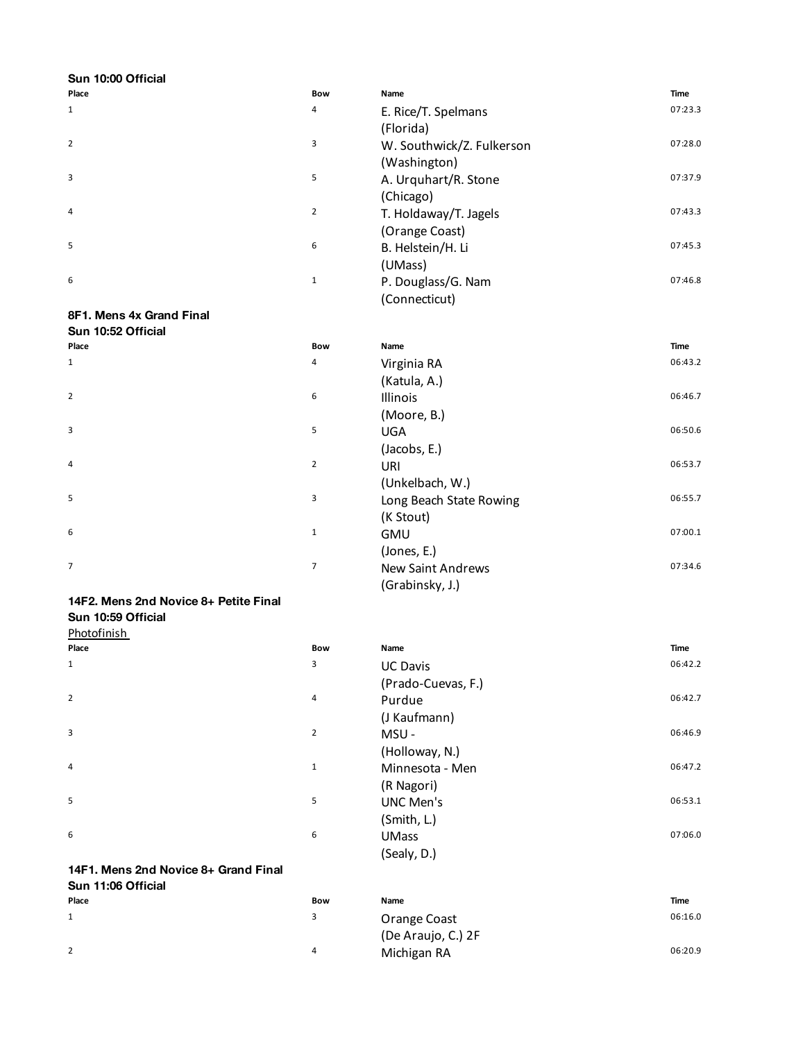**Sun 10:00 Official**

| Place | Bow | Name | Time |
|---|---|---|---|
| 1 | 4 | E. Rice/T. Spelmans (Florida) | 07:23.3 |
| 2 | 3 | W. Southwick/Z. Fulkerson (Washington) | 07:28.0 |
| 3 | 5 | A. Urquhart/R. Stone (Chicago) | 07:37.9 |
| 4 | 2 | T. Holdaway/T. Jagels (Orange Coast) | 07:43.3 |
| 5 | 6 | B. Helstein/H. Li (UMass) | 07:45.3 |
| 6 | 1 | P. Douglass/G. Nam (Connecticut) | 07:46.8 |

**8F1. Mens 4x Grand Final**

**Sun 10:52 Official**

| Place | Bow | Name | Time |
|---|---|---|---|
| 1 | 4 | Virginia RA (Katula, A.) | 06:43.2 |
| 2 | 6 | Illinois (Moore, B.) | 06:46.7 |
| 3 | 5 | UGA (Jacobs, E.) | 06:50.6 |
| 4 | 2 | URI (Unkelbach, W.) | 06:53.7 |
| 5 | 3 | Long Beach State Rowing (K Stout) | 06:55.7 |
| 6 | 1 | GMU (Jones, E.) | 07:00.1 |
| 7 | 7 | New Saint Andrews (Grabinsky, J.) | 07:34.6 |

**14F2. Mens 2nd Novice 8+ Petite Final**

**Sun 10:59 Official**

Photofinish

| Place | Bow | Name | Time |
|---|---|---|---|
| 1 | 3 | UC Davis (Prado-Cuevas, F.) | 06:42.2 |
| 2 | 4 | Purdue (J Kaufmann) | 06:42.7 |
| 3 | 2 | MSU - (Holloway, N.) | 06:46.9 |
| 4 | 1 | Minnesota - Men (R Nagori) | 06:47.2 |
| 5 | 5 | UNC Men's (Smith, L.) | 06:53.1 |
| 6 | 6 | UMass (Sealy, D.) | 07:06.0 |

**14F1. Mens 2nd Novice 8+ Grand Final**

**Sun 11:06 Official**

| Place | Bow | Name | Time |
|---|---|---|---|
| 1 | 3 | Orange Coast (De Araujo, C.) 2F | 06:16.0 |
| 2 | 4 | Michigan RA | 06:20.9 |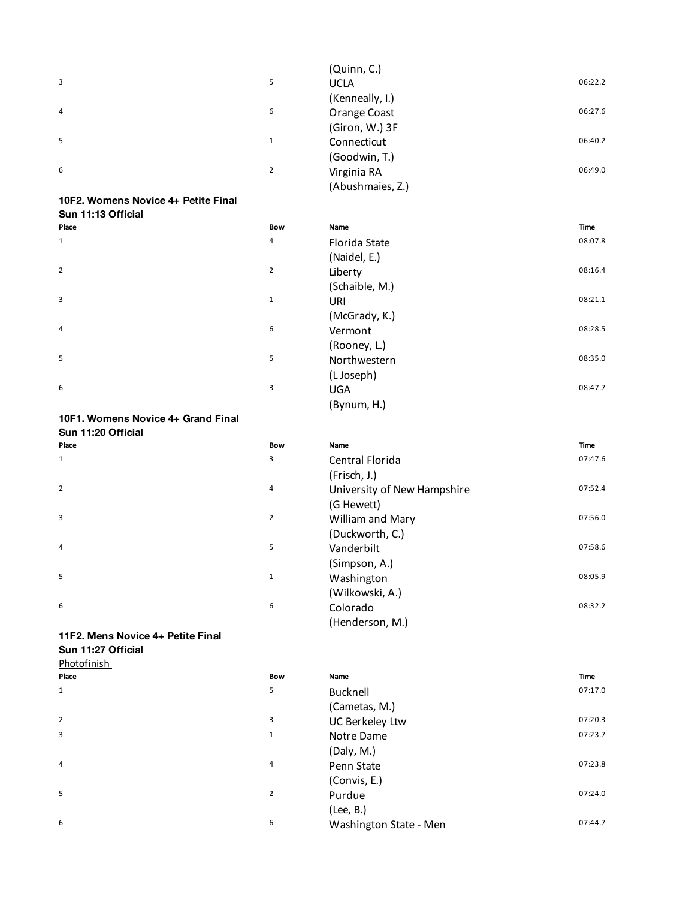| Place | Bow | Name | Time |
|---|---|---|---|
| | | (Quinn, C.) | |
| 3 | 5 | UCLA<br>(Kenneally, I.) | 06:22.2 |
| 4 | 6 | Orange Coast<br>(Giron, W.) 3F | 06:27.6 |
| 5 | 1 | Connecticut<br>(Goodwin, T.) | 06:40.2 |
| 6 | 2 | Virginia RA<br>(Abushmaies, Z.) | 06:49.0 |

**10F2. Womens Novice 4+ Petite Final**
**Sun 11:13 Official**

| Place | Bow | Name | Time |
|---|---|---|---|
| 1 | 4 | Florida State<br>(Naidel, E.) | 08:07.8 |
| 2 | 2 | Liberty<br>(Schaible, M.) | 08:16.4 |
| 3 | 1 | URI<br>(McGrady, K.) | 08:21.1 |
| 4 | 6 | Vermont<br>(Rooney, L.) | 08:28.5 |
| 5 | 5 | Northwestern<br>(L Joseph) | 08:35.0 |
| 6 | 3 | UGA<br>(Bynum, H.) | 08:47.7 |

**10F1. Womens Novice 4+ Grand Final**
**Sun 11:20 Official**

| Place | Bow | Name | Time |
|---|---|---|---|
| 1 | 3 | Central Florida<br>(Frisch, J.) | 07:47.6 |
| 2 | 4 | University of New Hampshire<br>(G Hewett) | 07:52.4 |
| 3 | 2 | William and Mary<br>(Duckworth, C.) | 07:56.0 |
| 4 | 5 | Vanderbilt<br>(Simpson, A.) | 07:58.6 |
| 5 | 1 | Washington<br>(Wilkowski, A.) | 08:05.9 |
| 6 | 6 | Colorado<br>(Henderson, M.) | 08:32.2 |

**11F2. Mens Novice 4+ Petite Final**
**Sun 11:27 Official**
Photofinish

| Place | Bow | Name | Time |
|---|---|---|---|
| 1 | 5 | Bucknell<br>(Cametas, M.) | 07:17.0 |
| 2 | 3 | UC Berkeley Ltw | 07:20.3 |
| 3 | 1 | Notre Dame<br>(Daly, M.) | 07:23.7 |
| 4 | 4 | Penn State<br>(Convis, E.) | 07:23.8 |
| 5 | 2 | Purdue<br>(Lee, B.) | 07:24.0 |
| 6 | 6 | Washington State - Men | 07:44.7 |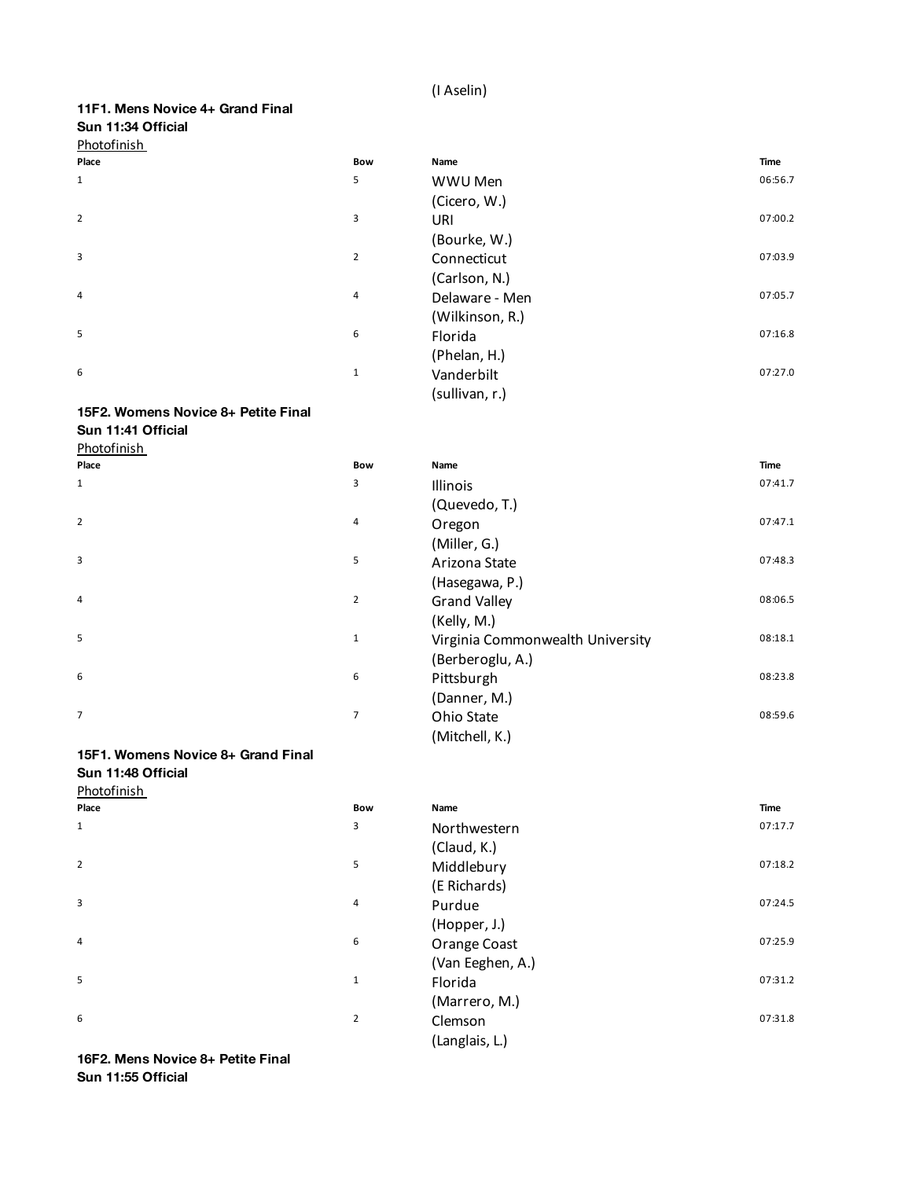(I Aselin)

**11F1. Mens Novice 4+ Grand Final**
**Sun 11:34 Official**
Photofinish

| Place | Bow | Name | Time |
|---|---|---|---|
| 1 | 5 | WWU Men (Cicero, W.) | 06:56.7 |
| 2 | 3 | URI (Bourke, W.) | 07:00.2 |
| 3 | 2 | Connecticut (Carlson, N.) | 07:03.9 |
| 4 | 4 | Delaware - Men (Wilkinson, R.) | 07:05.7 |
| 5 | 6 | Florida (Phelan, H.) | 07:16.8 |
| 6 | 1 | Vanderbilt (sullivan, r.) | 07:27.0 |

**15F2. Womens Novice 8+ Petite Final**
**Sun 11:41 Official**
Photofinish

| Place | Bow | Name | Time |
|---|---|---|---|
| 1 | 3 | Illinois (Quevedo, T.) | 07:41.7 |
| 2 | 4 | Oregon (Miller, G.) | 07:47.1 |
| 3 | 5 | Arizona State (Hasegawa, P.) | 07:48.3 |
| 4 | 2 | Grand Valley (Kelly, M.) | 08:06.5 |
| 5 | 1 | Virginia Commonwealth University (Berberoglu, A.) | 08:18.1 |
| 6 | 6 | Pittsburgh (Danner, M.) | 08:23.8 |
| 7 | 7 | Ohio State (Mitchell, K.) | 08:59.6 |

**15F1. Womens Novice 8+ Grand Final**
**Sun 11:48 Official**
Photofinish

| Place | Bow | Name | Time |
|---|---|---|---|
| 1 | 3 | Northwestern (Claud, K.) | 07:17.7 |
| 2 | 5 | Middlebury (E Richards) | 07:18.2 |
| 3 | 4 | Purdue (Hopper, J.) | 07:24.5 |
| 4 | 6 | Orange Coast (Van Eeghen, A.) | 07:25.9 |
| 5 | 1 | Florida (Marrero, M.) | 07:31.2 |
| 6 | 2 | Clemson (Langlais, L.) | 07:31.8 |

**16F2. Mens Novice 8+ Petite Final**
**Sun 11:55 Official**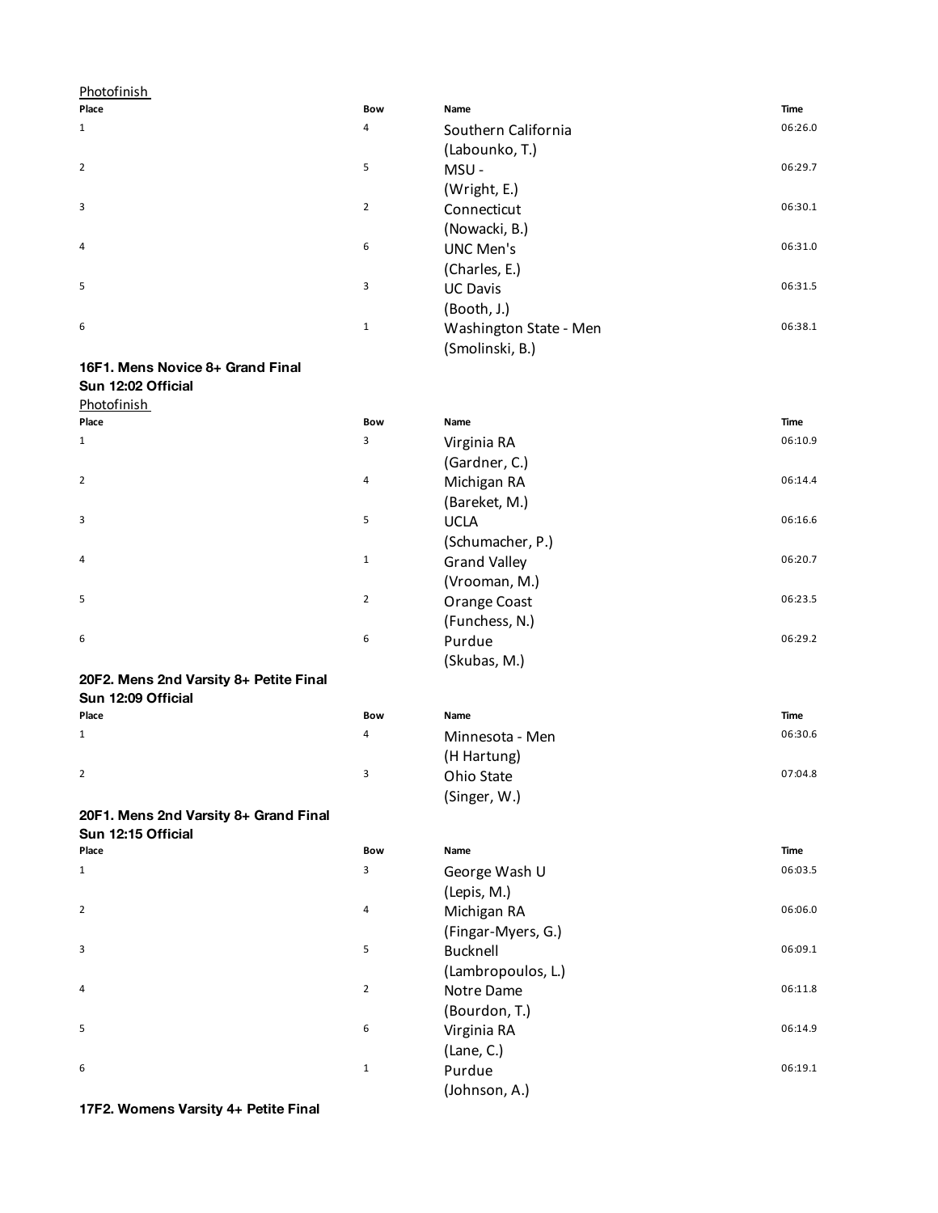Photofinish

| Place | Bow | Name | Time |
| --- | --- | --- | --- |
| 1 | 4 | Southern California (Labounko, T.) | 06:26.0 |
| 2 | 5 | MSU - (Wright, E.) | 06:29.7 |
| 3 | 2 | Connecticut (Nowacki, B.) | 06:30.1 |
| 4 | 6 | UNC Men's (Charles, E.) | 06:31.0 |
| 5 | 3 | UC Davis (Booth, J.) | 06:31.5 |
| 6 | 1 | Washington State - Men (Smolinski, B.) | 06:38.1 |

**16F1. Mens Novice 8+ Grand Final**
**Sun 12:02 Official**

Photofinish

| Place | Bow | Name | Time |
| --- | --- | --- | --- |
| 1 | 3 | Virginia RA (Gardner, C.) | 06:10.9 |
| 2 | 4 | Michigan RA (Bareket, M.) | 06:14.4 |
| 3 | 5 | UCLA (Schumacher, P.) | 06:16.6 |
| 4 | 1 | Grand Valley (Vrooman, M.) | 06:20.7 |
| 5 | 2 | Orange Coast (Funchess, N.) | 06:23.5 |
| 6 | 6 | Purdue (Skubas, M.) | 06:29.2 |

**20F2. Mens 2nd Varsity 8+ Petite Final**
**Sun 12:09 Official**

| Place | Bow | Name | Time |
| --- | --- | --- | --- |
| 1 | 4 | Minnesota - Men (H Hartung) | 06:30.6 |
| 2 | 3 | Ohio State (Singer, W.) | 07:04.8 |

**20F1. Mens 2nd Varsity 8+ Grand Final**
**Sun 12:15 Official**

| Place | Bow | Name | Time |
| --- | --- | --- | --- |
| 1 | 3 | George Wash U (Lepis, M.) | 06:03.5 |
| 2 | 4 | Michigan RA (Fingar-Myers, G.) | 06:06.0 |
| 3 | 5 | Bucknell (Lambropoulos, L.) | 06:09.1 |
| 4 | 2 | Notre Dame (Bourdon, T.) | 06:11.8 |
| 5 | 6 | Virginia RA (Lane, C.) | 06:14.9 |
| 6 | 1 | Purdue (Johnson, A.) | 06:19.1 |

**17F2. Womens Varsity 4+ Petite Final**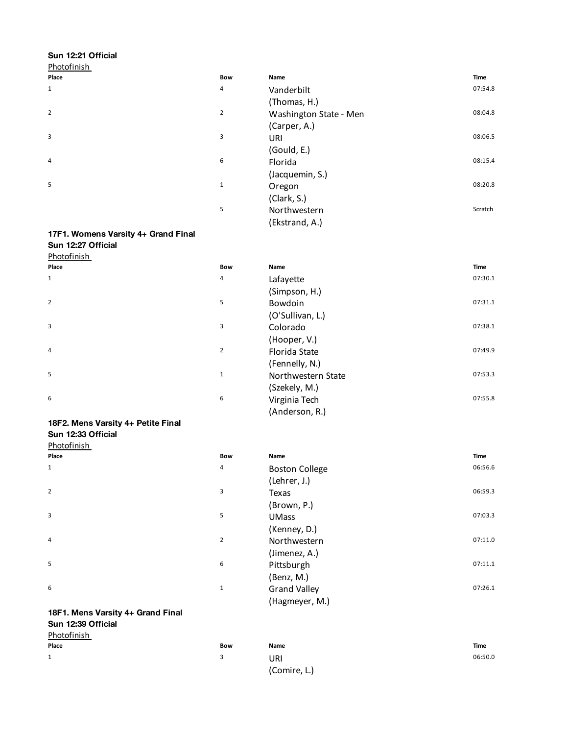**Sun 12:21 Official**

Photofinish

| Place | Bow | Name | Time |
|---|---|---|---|
| 1 | 4 | Vanderbilt (Thomas, H.) | 07:54.8 |
| 2 | 2 | Washington State - Men (Carper, A.) | 08:04.8 |
| 3 | 3 | URI (Gould, E.) | 08:06.5 |
| 4 | 6 | Florida (Jacquemin, S.) | 08:15.4 |
| 5 | 1 | Oregon (Clark, S.) | 08:20.8 |
| | 5 | Northwestern (Ekstrand, A.) | Scratch |

**17F1. Womens Varsity 4+ Grand Final**

**Sun 12:27 Official**

Photofinish

| Place | Bow | Name | Time |
|---|---|---|---|
| 1 | 4 | Lafayette (Simpson, H.) | 07:30.1 |
| 2 | 5 | Bowdoin (O'Sullivan, L.) | 07:31.1 |
| 3 | 3 | Colorado (Hooper, V.) | 07:38.1 |
| 4 | 2 | Florida State (Fennelly, N.) | 07:49.9 |
| 5 | 1 | Northwestern State (Szekely, M.) | 07:53.3 |
| 6 | 6 | Virginia Tech (Anderson, R.) | 07:55.8 |

**18F2. Mens Varsity 4+ Petite Final**

**Sun 12:33 Official**

Photofinish

| Place | Bow | Name | Time |
|---|---|---|---|
| 1 | 4 | Boston College (Lehrer, J.) | 06:56.6 |
| 2 | 3 | Texas (Brown, P.) | 06:59.3 |
| 3 | 5 | UMass (Kenney, D.) | 07:03.3 |
| 4 | 2 | Northwestern (Jimenez, A.) | 07:11.0 |
| 5 | 6 | Pittsburgh (Benz, M.) | 07:11.1 |
| 6 | 1 | Grand Valley (Hagmeyer, M.) | 07:26.1 |

**18F1. Mens Varsity 4+ Grand Final**

**Sun 12:39 Official**

Photofinish

| Place | Bow | Name | Time |
|---|---|---|---|
| 1 | 3 | URI (Comire, L.) | 06:50.0 |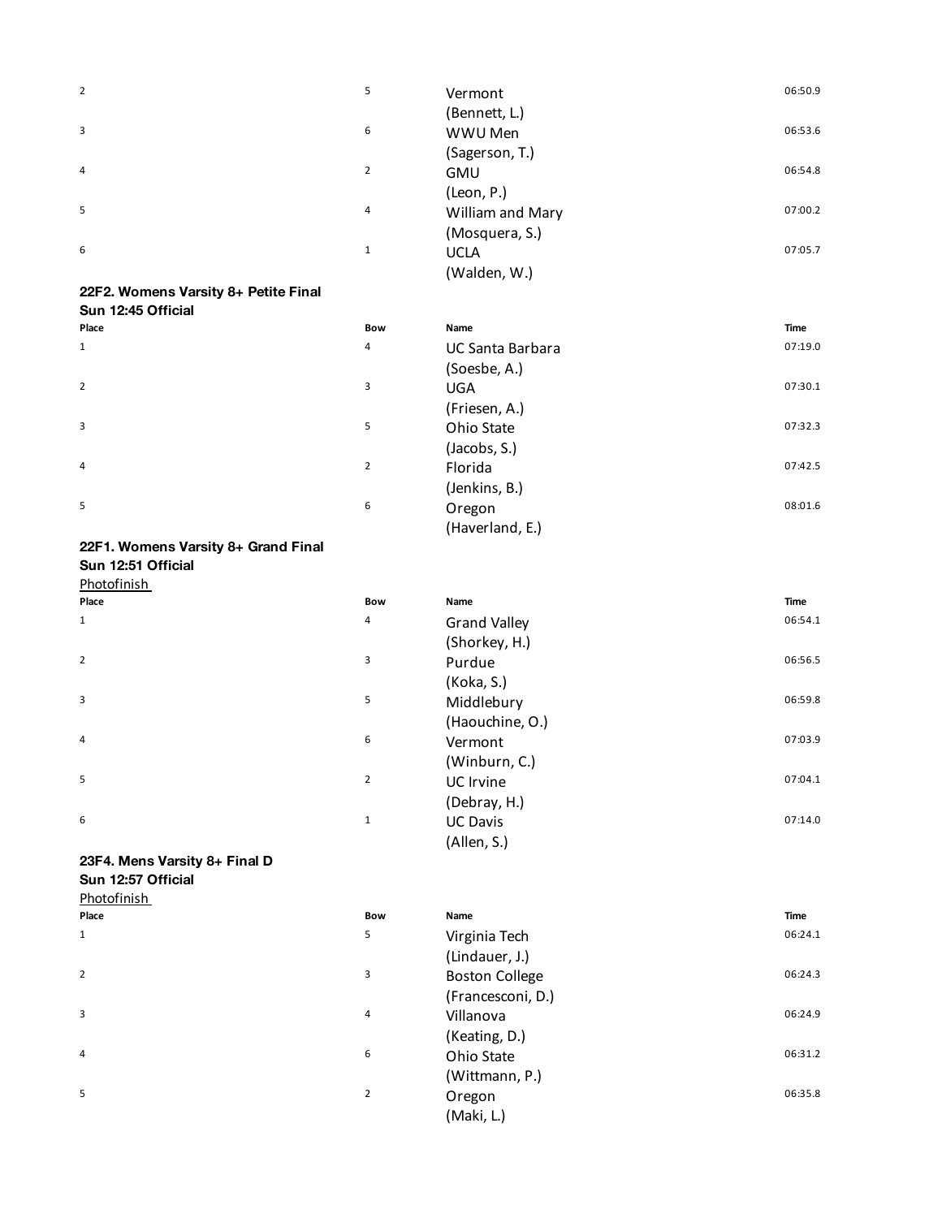| Place | Bow | Name | Time |
|---|---|---|---|
| 2 | 5 | Vermont (Bennett, L.) | 06:50.9 |
| 3 | 6 | WWU Men (Sagerson, T.) | 06:53.6 |
| 4 | 2 | GMU (Leon, P.) | 06:54.8 |
| 5 | 4 | William and Mary (Mosquera, S.) | 07:00.2 |
| 6 | 1 | UCLA (Walden, W.) | 07:05.7 |

**22F2. Womens Varsity 8+ Petite Final**
**Sun 12:45 Official**

| Place | Bow | Name | Time |
|---|---|---|---|
| 1 | 4 | UC Santa Barbara (Soesbe, A.) | 07:19.0 |
| 2 | 3 | UGA (Friesen, A.) | 07:30.1 |
| 3 | 5 | Ohio State (Jacobs, S.) | 07:32.3 |
| 4 | 2 | Florida (Jenkins, B.) | 07:42.5 |
| 5 | 6 | Oregon (Haverland, E.) | 08:01.6 |

**22F1. Womens Varsity 8+ Grand Final**
**Sun 12:51 Official**
Photofinish

| Place | Bow | Name | Time |
|---|---|---|---|
| 1 | 4 | Grand Valley (Shorkey, H.) | 06:54.1 |
| 2 | 3 | Purdue (Koka, S.) | 06:56.5 |
| 3 | 5 | Middlebury (Haouchine, O.) | 06:59.8 |
| 4 | 6 | Vermont (Winburn, C.) | 07:03.9 |
| 5 | 2 | UC Irvine (Debray, H.) | 07:04.1 |
| 6 | 1 | UC Davis (Allen, S.) | 07:14.0 |

**23F4. Mens Varsity 8+ Final D**
**Sun 12:57 Official**
Photofinish

| Place | Bow | Name | Time |
|---|---|---|---|
| 1 | 5 | Virginia Tech (Lindauer, J.) | 06:24.1 |
| 2 | 3 | Boston College (Francesconi, D.) | 06:24.3 |
| 3 | 4 | Villanova (Keating, D.) | 06:24.9 |
| 4 | 6 | Ohio State (Wittmann, P.) | 06:31.2 |
| 5 | 2 | Oregon (Maki, L.) | 06:35.8 |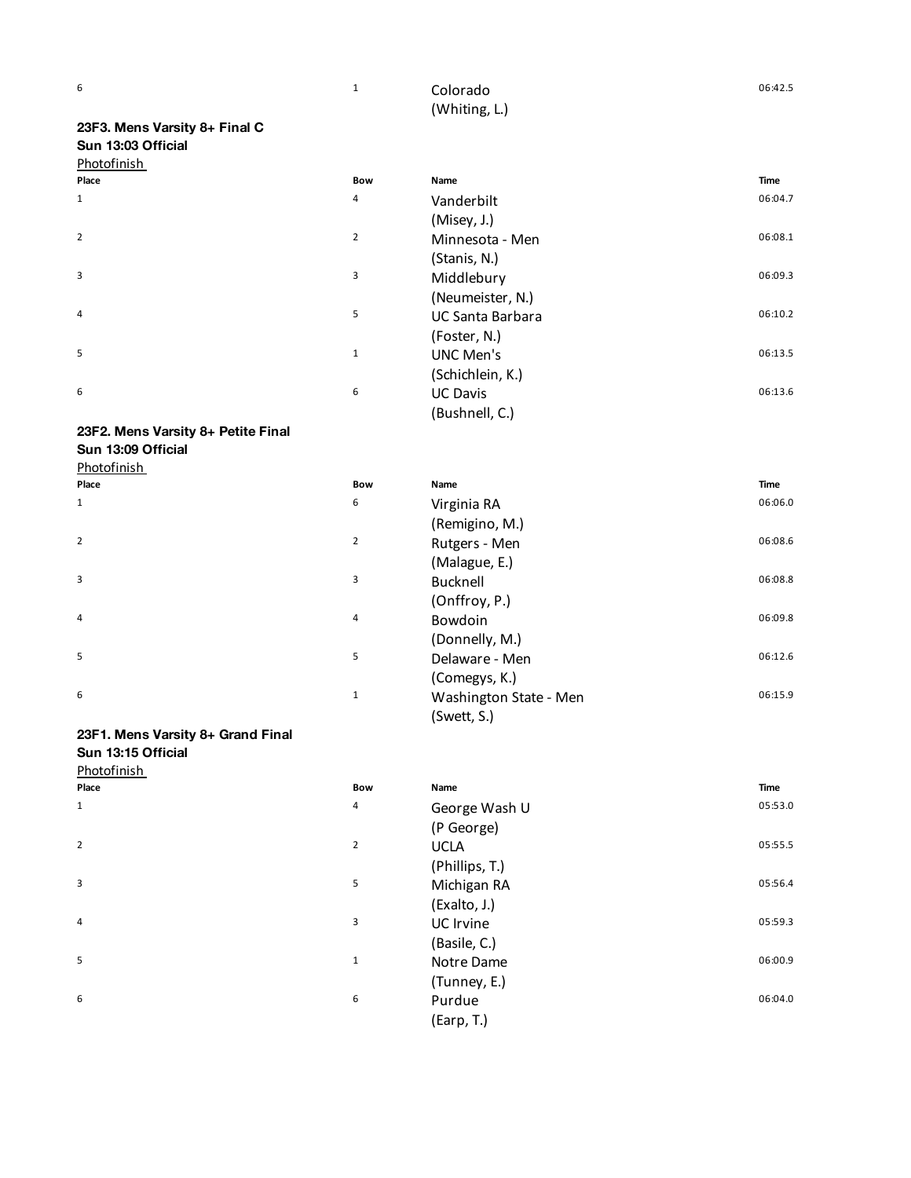| Place | Bow | Name | Time |
|---|---|---|---|
| 6 | 1 | Colorado (Whiting, L.) | 06:42.5 |

**23F3. Mens Varsity 8+ Final C**
**Sun 13:03 Official**
Photofinish

| Place | Bow | Name | Time |
|---|---|---|---|
| 1 | 4 | Vanderbilt (Misey, J.) | 06:04.7 |
| 2 | 2 | Minnesota - Men (Stanis, N.) | 06:08.1 |
| 3 | 3 | Middlebury (Neumeister, N.) | 06:09.3 |
| 4 | 5 | UC Santa Barbara (Foster, N.) | 06:10.2 |
| 5 | 1 | UNC Men's (Schichlein, K.) | 06:13.5 |
| 6 | 6 | UC Davis (Bushnell, C.) | 06:13.6 |

**23F2. Mens Varsity 8+ Petite Final**
**Sun 13:09 Official**
Photofinish

| Place | Bow | Name | Time |
|---|---|---|---|
| 1 | 6 | Virginia RA (Remigino, M.) | 06:06.0 |
| 2 | 2 | Rutgers - Men (Malague, E.) | 06:08.6 |
| 3 | 3 | Bucknell (Onffroy, P.) | 06:08.8 |
| 4 | 4 | Bowdoin (Donnelly, M.) | 06:09.8 |
| 5 | 5 | Delaware - Men (Comegys, K.) | 06:12.6 |
| 6 | 1 | Washington State - Men (Swett, S.) | 06:15.9 |

**23F1. Mens Varsity 8+ Grand Final**
**Sun 13:15 Official**
Photofinish

| Place | Bow | Name | Time |
|---|---|---|---|
| 1 | 4 | George Wash U (P George) | 05:53.0 |
| 2 | 2 | UCLA (Phillips, T.) | 05:55.5 |
| 3 | 5 | Michigan RA (Exalto, J.) | 05:56.4 |
| 4 | 3 | UC Irvine (Basile, C.) | 05:59.3 |
| 5 | 1 | Notre Dame (Tunney, E.) | 06:00.9 |
| 6 | 6 | Purdue (Earp, T.) | 06:04.0 |